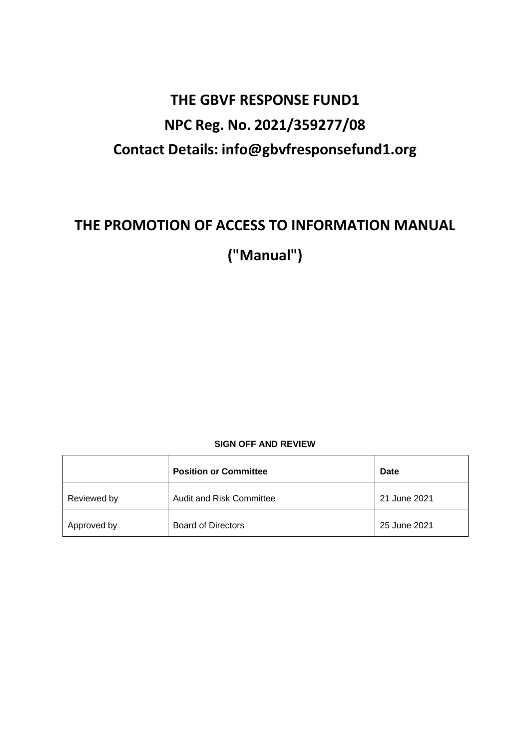# THE GBVF RESPONSE FUND1

# NPC Reg. No. 2021/359277/08

# Contact Details: info@gbvfresponsefund1.org

# THE PROMOTION OF ACCESS TO INFORMATION MANUAL

# ("Manual")

**SIGN OFF AND REVIEW**

| | **Position or Committee** | **Date** |
|---|---|---|
| Reviewed by | Audit and Risk Committee | 21 June 2021 |
| Approved by | Board of Directors | 25 June 2021 |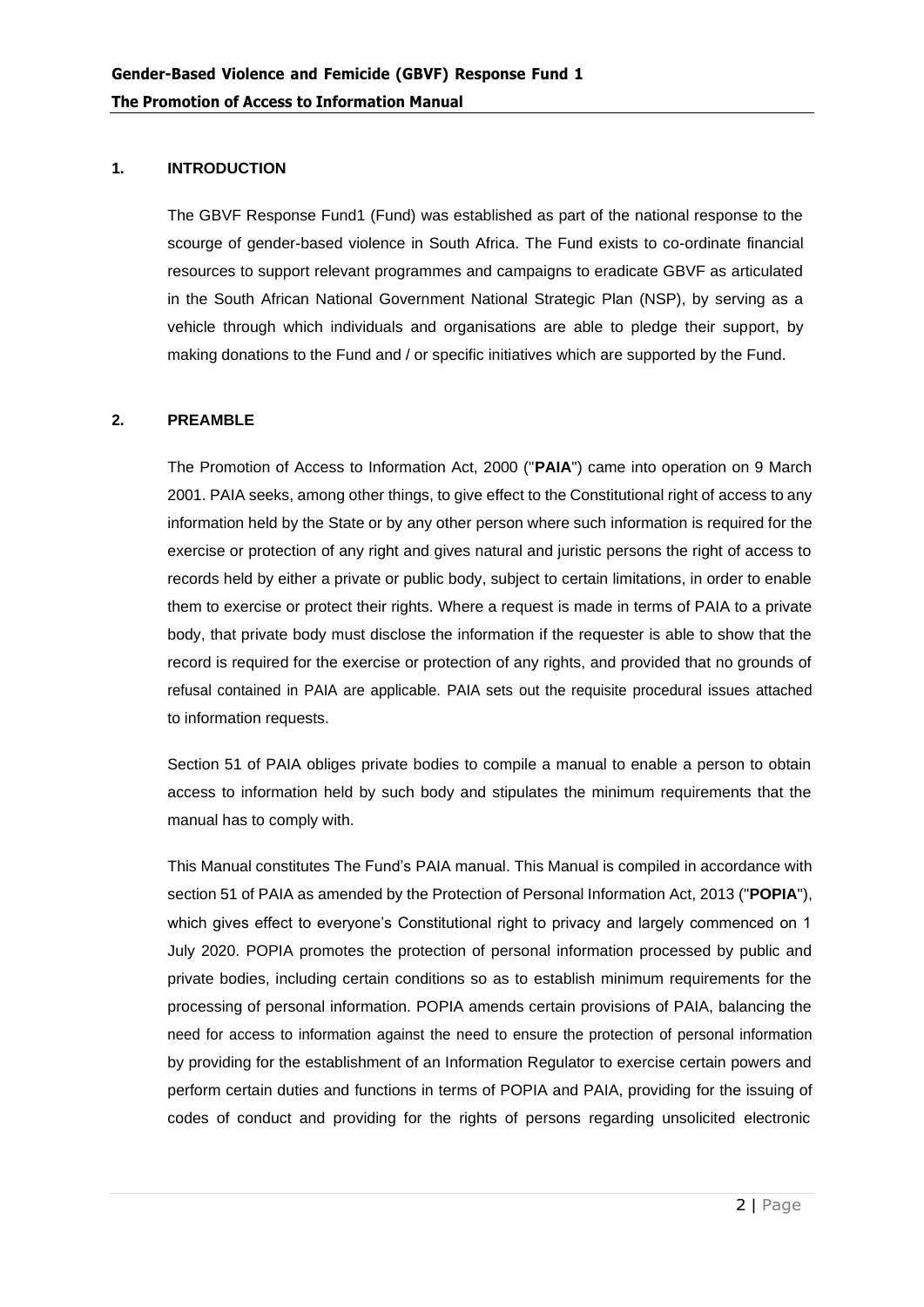## 1. INTRODUCTION

The GBVF Response Fund1 (Fund) was established as part of the national response to the scourge of gender-based violence in South Africa. The Fund exists to co-ordinate financial resources to support relevant programmes and campaigns to eradicate GBVF as articulated in the South African National Government National Strategic Plan (NSP), by serving as a vehicle through which individuals and organisations are able to pledge their support, by making donations to the Fund and / or specific initiatives which are supported by the Fund.

## 2. PREAMBLE

The Promotion of Access to Information Act, 2000 ("**PAIA**") came into operation on 9 March 2001. PAIA seeks, among other things, to give effect to the Constitutional right of access to any information held by the State or by any other person where such information is required for the exercise or protection of any right and gives natural and juristic persons the right of access to records held by either a private or public body, subject to certain limitations, in order to enable them to exercise or protect their rights. Where a request is made in terms of PAIA to a private body, that private body must disclose the information if the requester is able to show that the record is required for the exercise or protection of any rights, and provided that no grounds of refusal contained in PAIA are applicable. PAIA sets out the requisite procedural issues attached to information requests.

Section 51 of PAIA obliges private bodies to compile a manual to enable a person to obtain access to information held by such body and stipulates the minimum requirements that the manual has to comply with.

This Manual constitutes The Fund's PAIA manual. This Manual is compiled in accordance with section 51 of PAIA as amended by the Protection of Personal Information Act, 2013 ("**POPIA**"), which gives effect to everyone's Constitutional right to privacy and largely commenced on 1 July 2020. POPIA promotes the protection of personal information processed by public and private bodies, including certain conditions so as to establish minimum requirements for the processing of personal information. POPIA amends certain provisions of PAIA, balancing the need for access to information against the need to ensure the protection of personal information by providing for the establishment of an Information Regulator to exercise certain powers and perform certain duties and functions in terms of POPIA and PAIA, providing for the issuing of codes of conduct and providing for the rights of persons regarding unsolicited electronic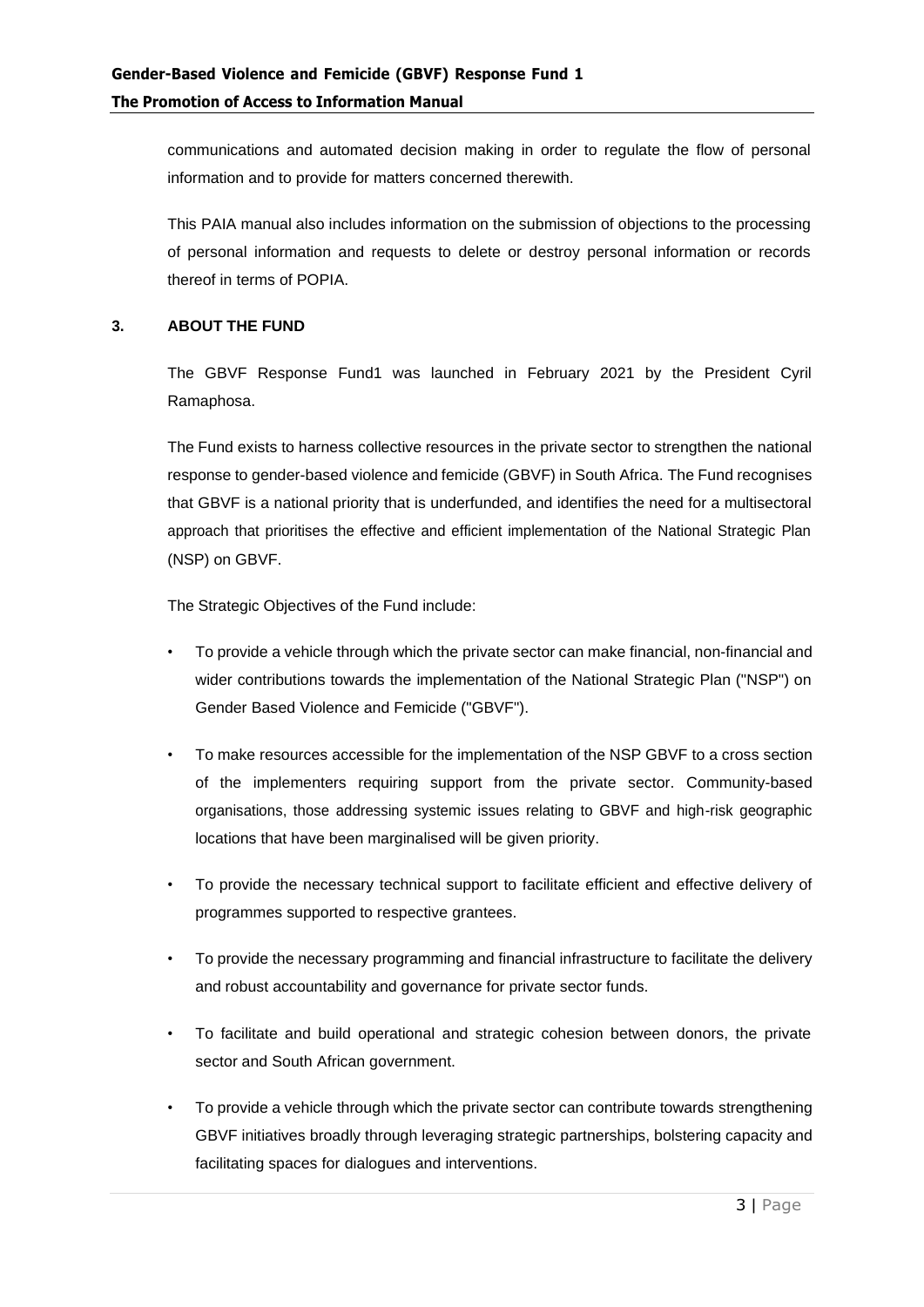communications and automated decision making in order to regulate the flow of personal information and to provide for matters concerned therewith.

This PAIA manual also includes information on the submission of objections to the processing of personal information and requests to delete or destroy personal information or records thereof in terms of POPIA.

## 3. ABOUT THE FUND

The GBVF Response Fund1 was launched in February 2021 by the President Cyril Ramaphosa.

The Fund exists to harness collective resources in the private sector to strengthen the national response to gender-based violence and femicide (GBVF) in South Africa. The Fund recognises that GBVF is a national priority that is underfunded, and identifies the need for a multisectoral approach that prioritises the effective and efficient implementation of the National Strategic Plan (NSP) on GBVF.

The Strategic Objectives of the Fund include:

- To provide a vehicle through which the private sector can make financial, non-financial and wider contributions towards the implementation of the National Strategic Plan ("NSP") on Gender Based Violence and Femicide ("GBVF").
- To make resources accessible for the implementation of the NSP GBVF to a cross section of the implementers requiring support from the private sector. Community-based organisations, those addressing systemic issues relating to GBVF and high-risk geographic locations that have been marginalised will be given priority.
- To provide the necessary technical support to facilitate efficient and effective delivery of programmes supported to respective grantees.
- To provide the necessary programming and financial infrastructure to facilitate the delivery and robust accountability and governance for private sector funds.
- To facilitate and build operational and strategic cohesion between donors, the private sector and South African government.
- To provide a vehicle through which the private sector can contribute towards strengthening GBVF initiatives broadly through leveraging strategic partnerships, bolstering capacity and facilitating spaces for dialogues and interventions.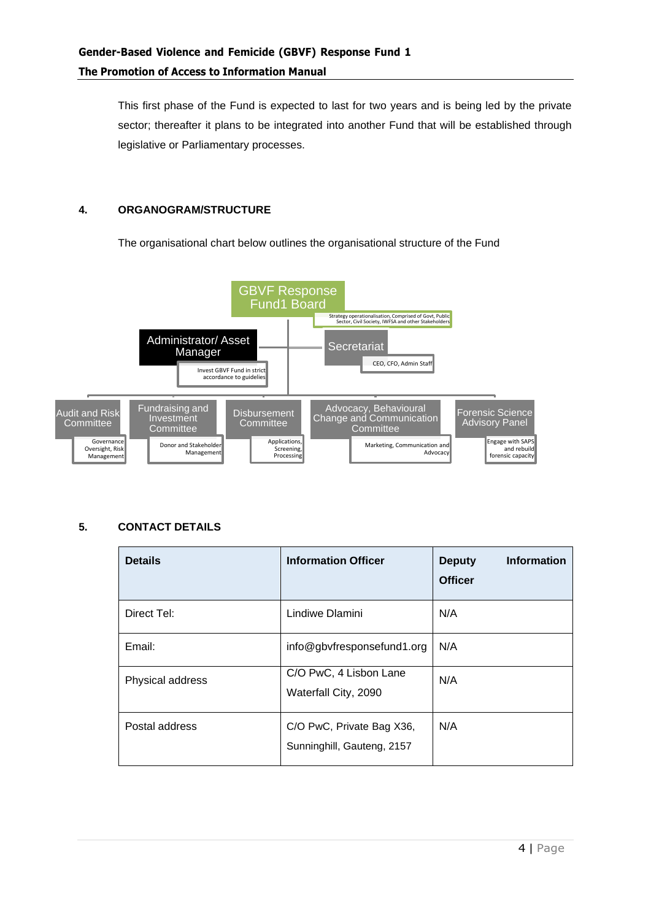This first phase of the Fund is expected to last for two years and is being led by the private sector; thereafter it plans to be integrated into another Fund that will be established through legislative or Parliamentary processes.

## 4. ORGANOGRAM/STRUCTURE

The organisational chart below outlines the organisational structure of the Fund

GBVF Response Fund1 Board
Strategy operationalisation, Comprised of Govt, Public Sector, Civil Society, IWFSA and other Stakeholders

Administrator/ Asset Manager
Invest GBVF Fund in strict accordance to guidelies

Secretariat
CEO, CFO, Admin Staff

Audit and Risk Committee
Governance Oversight, Risk Management

Fundraising and Investment Committee
Donor and Stakeholder Management

Disbursement Committee
Applications, Screening, Processing

Advocacy, Behavioural Change and Communication Committee
Marketing, Communication and Advocacy

Forensic Science Advisory Panel
Engage with SAPS and rebuild forensic capacity

## 5. CONTACT DETAILS

| Details | Information Officer | Deputy Information Officer |
|---|---|---|
| Direct Tel: | Lindiwe Dlamini | N/A |
| Email: | info@gbvfresponsefund1.org | N/A |
| Physical address | C/O PwC, 4 Lisbon Lane Waterfall City, 2090 | N/A |
| Postal address | C/O PwC, Private Bag X36, Sunninghill, Gauteng, 2157 | N/A |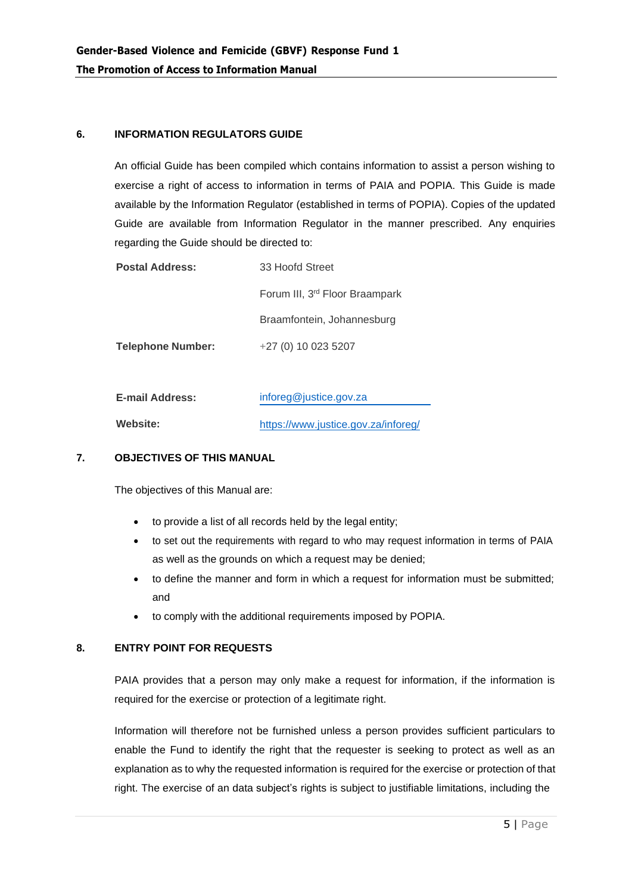## 6. INFORMATION REGULATORS GUIDE

An official Guide has been compiled which contains information to assist a person wishing to exercise a right of access to information in terms of PAIA and POPIA. This Guide is made available by the Information Regulator (established in terms of POPIA). Copies of the updated Guide are available from Information Regulator in the manner prescribed. Any enquiries regarding the Guide should be directed to:

| | |
|---|---|
| **Postal Address:** | 33 Hoofd Street |
| | Forum III, 3rd Floor Braampark |
| | Braamfontein, Johannesburg |
| **Telephone Number:** | +27 (0) 10 023 5207 |
| **E-mail Address:** | inforeg@justice.gov.za |
| **Website:** | https://www.justice.gov.za/inforeg/ |

## 7. OBJECTIVES OF THIS MANUAL

The objectives of this Manual are:

- to provide a list of all records held by the legal entity;
- to set out the requirements with regard to who may request information in terms of PAIA as well as the grounds on which a request may be denied;
- to define the manner and form in which a request for information must be submitted; and
- to comply with the additional requirements imposed by POPIA.

## 8. ENTRY POINT FOR REQUESTS

PAIA provides that a person may only make a request for information, if the information is required for the exercise or protection of a legitimate right.

Information will therefore not be furnished unless a person provides sufficient particulars to enable the Fund to identify the right that the requester is seeking to protect as well as an explanation as to why the requested information is required for the exercise or protection of that right. The exercise of an data subject's rights is subject to justifiable limitations, including the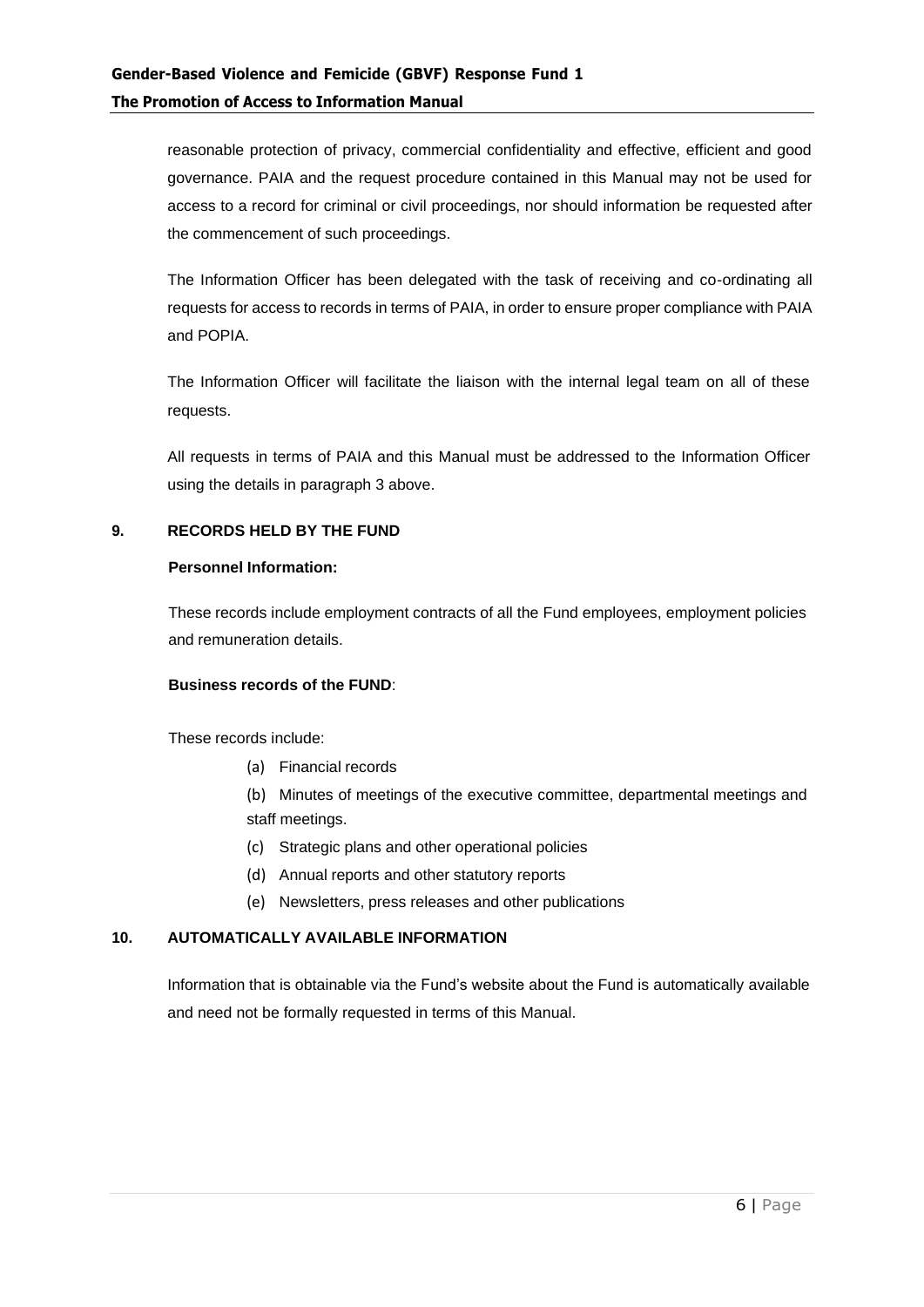reasonable protection of privacy, commercial confidentiality and effective, efficient and good governance. PAIA and the request procedure contained in this Manual may not be used for access to a record for criminal or civil proceedings, nor should information be requested after the commencement of such proceedings.

The Information Officer has been delegated with the task of receiving and co-ordinating all requests for access to records in terms of PAIA, in order to ensure proper compliance with PAIA and POPIA.

The Information Officer will facilitate the liaison with the internal legal team on all of these requests.

All requests in terms of PAIA and this Manual must be addressed to the Information Officer using the details in paragraph 3 above.

## 9. RECORDS HELD BY THE FUND

**Personnel Information:**

These records include employment contracts of all the Fund employees, employment policies and remuneration details.

**Business records of the FUND**:

These records include:

(a) Financial records

(b) Minutes of meetings of the executive committee, departmental meetings and staff meetings.

(c) Strategic plans and other operational policies

(d) Annual reports and other statutory reports

(e) Newsletters, press releases and other publications

## 10. AUTOMATICALLY AVAILABLE INFORMATION

Information that is obtainable via the Fund's website about the Fund is automatically available and need not be formally requested in terms of this Manual.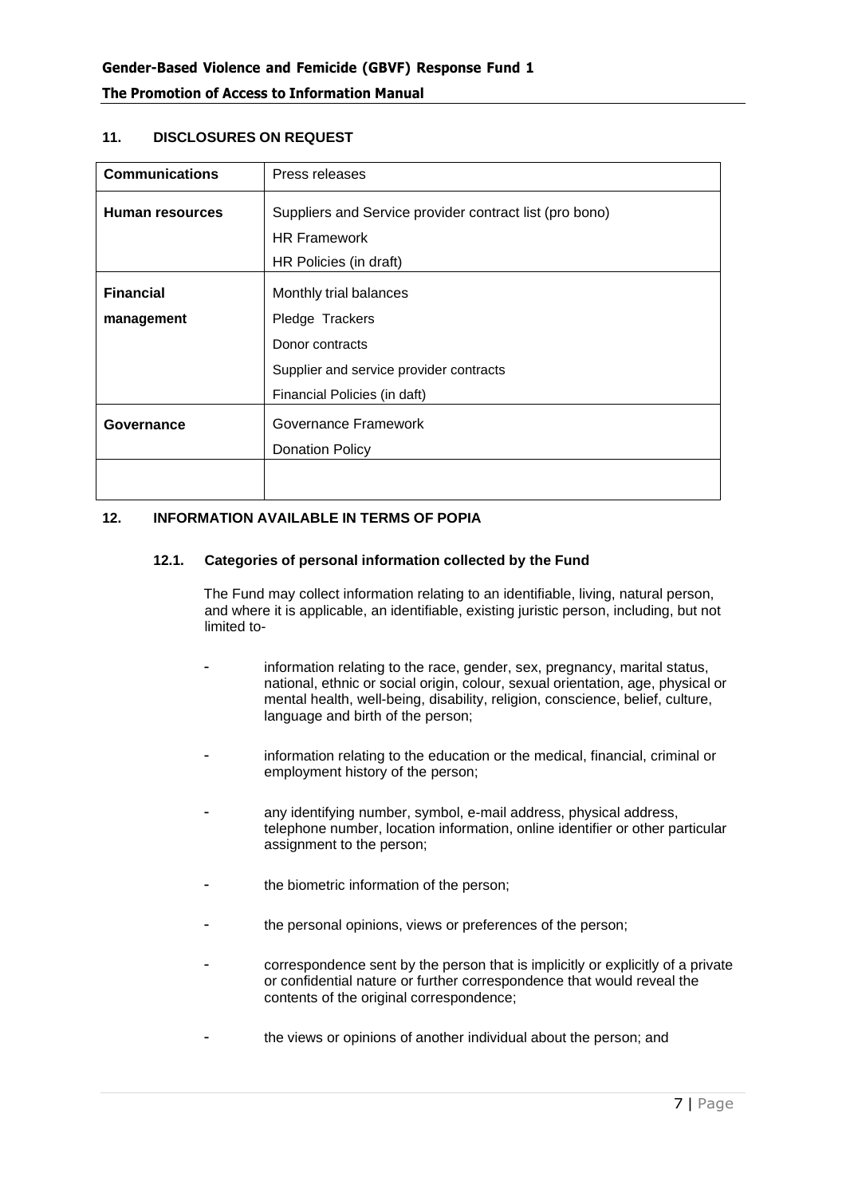## 11. DISCLOSURES ON REQUEST

| **Communications** | Press releases |
|---|---|
| **Human resources** | Suppliers and Service provider contract list (pro bono)<br>HR Framework<br>HR Policies (in draft) |
| **Financial management** | Monthly trial balances<br>Pledge Trackers<br>Donor contracts<br>Supplier and service provider contracts<br>Financial Policies (in daft) |
| **Governance** | Governance Framework<br>Donation Policy |
| | |

## 12. INFORMATION AVAILABLE IN TERMS OF POPIA

### 12.1. Categories of personal information collected by the Fund

The Fund may collect information relating to an identifiable, living, natural person, and where it is applicable, an identifiable, existing juristic person, including, but not limited to-

- information relating to the race, gender, sex, pregnancy, marital status, national, ethnic or social origin, colour, sexual orientation, age, physical or mental health, well-being, disability, religion, conscience, belief, culture, language and birth of the person;
- information relating to the education or the medical, financial, criminal or employment history of the person;
- any identifying number, symbol, e-mail address, physical address, telephone number, location information, online identifier or other particular assignment to the person;
- the biometric information of the person;
- the personal opinions, views or preferences of the person;
- correspondence sent by the person that is implicitly or explicitly of a private or confidential nature or further correspondence that would reveal the contents of the original correspondence;
- the views or opinions of another individual about the person; and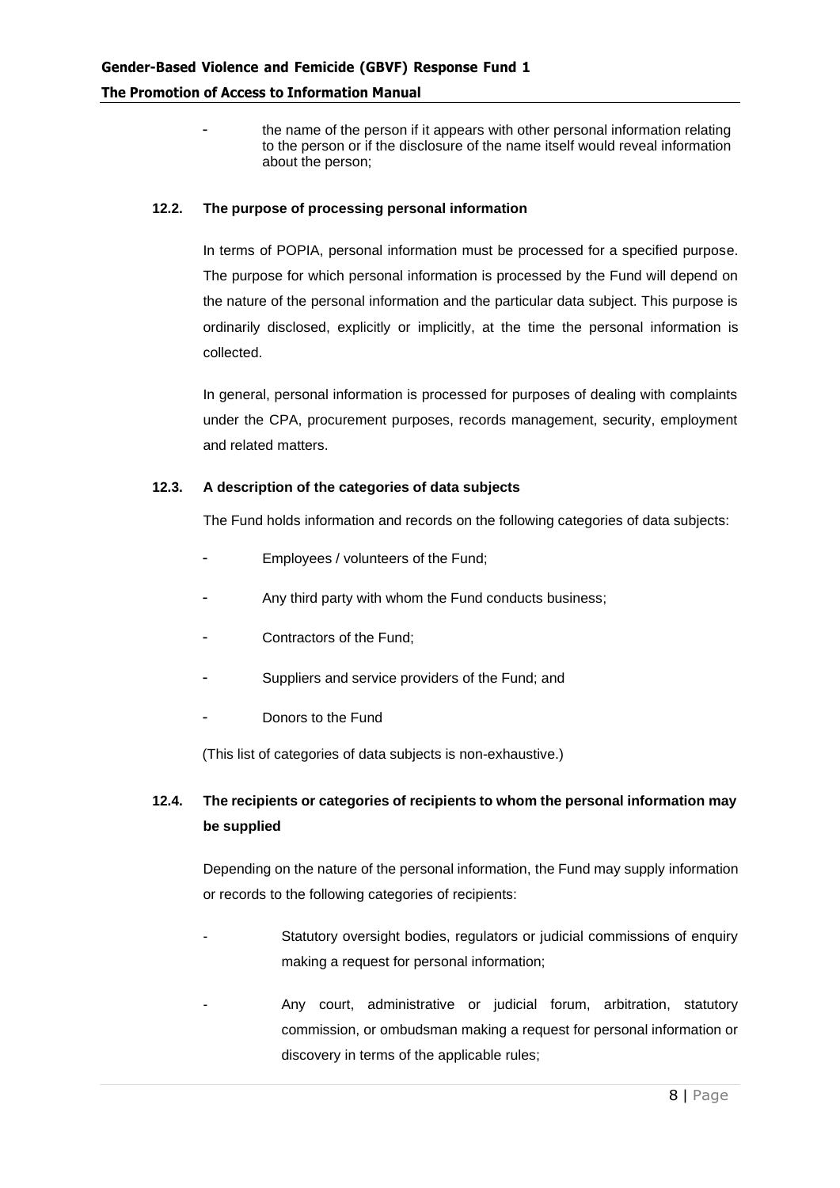- the name of the person if it appears with other personal information relating to the person or if the disclosure of the name itself would reveal information about the person;

### 12.2. The purpose of processing personal information

In terms of POPIA, personal information must be processed for a specified purpose. The purpose for which personal information is processed by the Fund will depend on the nature of the personal information and the particular data subject. This purpose is ordinarily disclosed, explicitly or implicitly, at the time the personal information is collected.

In general, personal information is processed for purposes of dealing with complaints under the CPA, procurement purposes, records management, security, employment and related matters.

### 12.3. A description of the categories of data subjects

The Fund holds information and records on the following categories of data subjects:

- Employees / volunteers of the Fund;
- Any third party with whom the Fund conducts business;
- Contractors of the Fund;
- Suppliers and service providers of the Fund; and
- Donors to the Fund

(This list of categories of data subjects is non-exhaustive.)

### 12.4. The recipients or categories of recipients to whom the personal information may be supplied

Depending on the nature of the personal information, the Fund may supply information or records to the following categories of recipients:

- Statutory oversight bodies, regulators or judicial commissions of enquiry making a request for personal information;
- Any court, administrative or judicial forum, arbitration, statutory commission, or ombudsman making a request for personal information or discovery in terms of the applicable rules;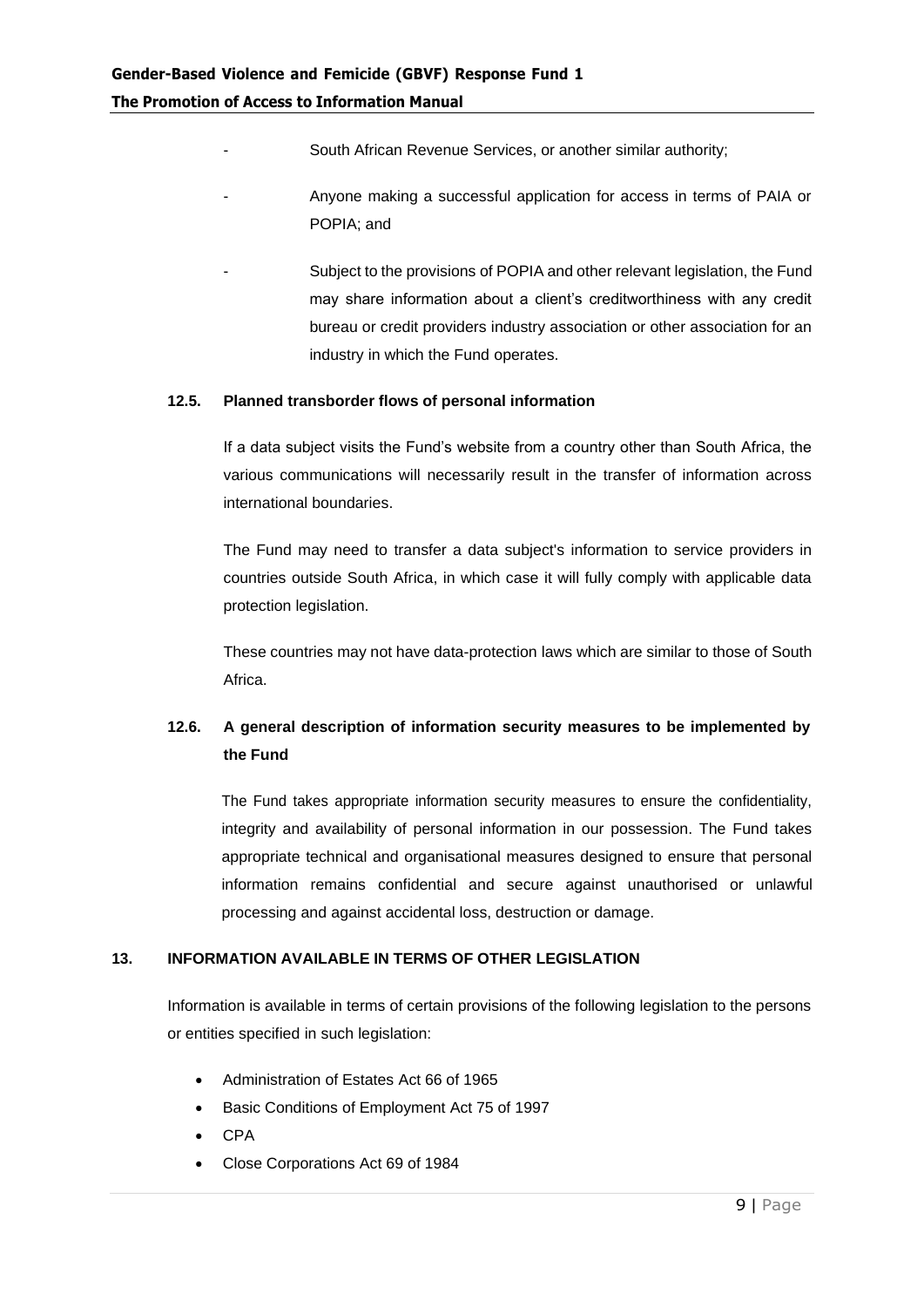- South African Revenue Services, or another similar authority;
- Anyone making a successful application for access in terms of PAIA or POPIA; and
- Subject to the provisions of POPIA and other relevant legislation, the Fund may share information about a client's creditworthiness with any credit bureau or credit providers industry association or other association for an industry in which the Fund operates.

### 12.5. Planned transborder flows of personal information

If a data subject visits the Fund's website from a country other than South Africa, the various communications will necessarily result in the transfer of information across international boundaries.

The Fund may need to transfer a data subject's information to service providers in countries outside South Africa, in which case it will fully comply with applicable data protection legislation.

These countries may not have data-protection laws which are similar to those of South Africa.

### 12.6. A general description of information security measures to be implemented by the Fund

The Fund takes appropriate information security measures to ensure the confidentiality, integrity and availability of personal information in our possession. The Fund takes appropriate technical and organisational measures designed to ensure that personal information remains confidential and secure against unauthorised or unlawful processing and against accidental loss, destruction or damage.

## 13. INFORMATION AVAILABLE IN TERMS OF OTHER LEGISLATION

Information is available in terms of certain provisions of the following legislation to the persons or entities specified in such legislation:

- Administration of Estates Act 66 of 1965
- Basic Conditions of Employment Act 75 of 1997
- CPA
- Close Corporations Act 69 of 1984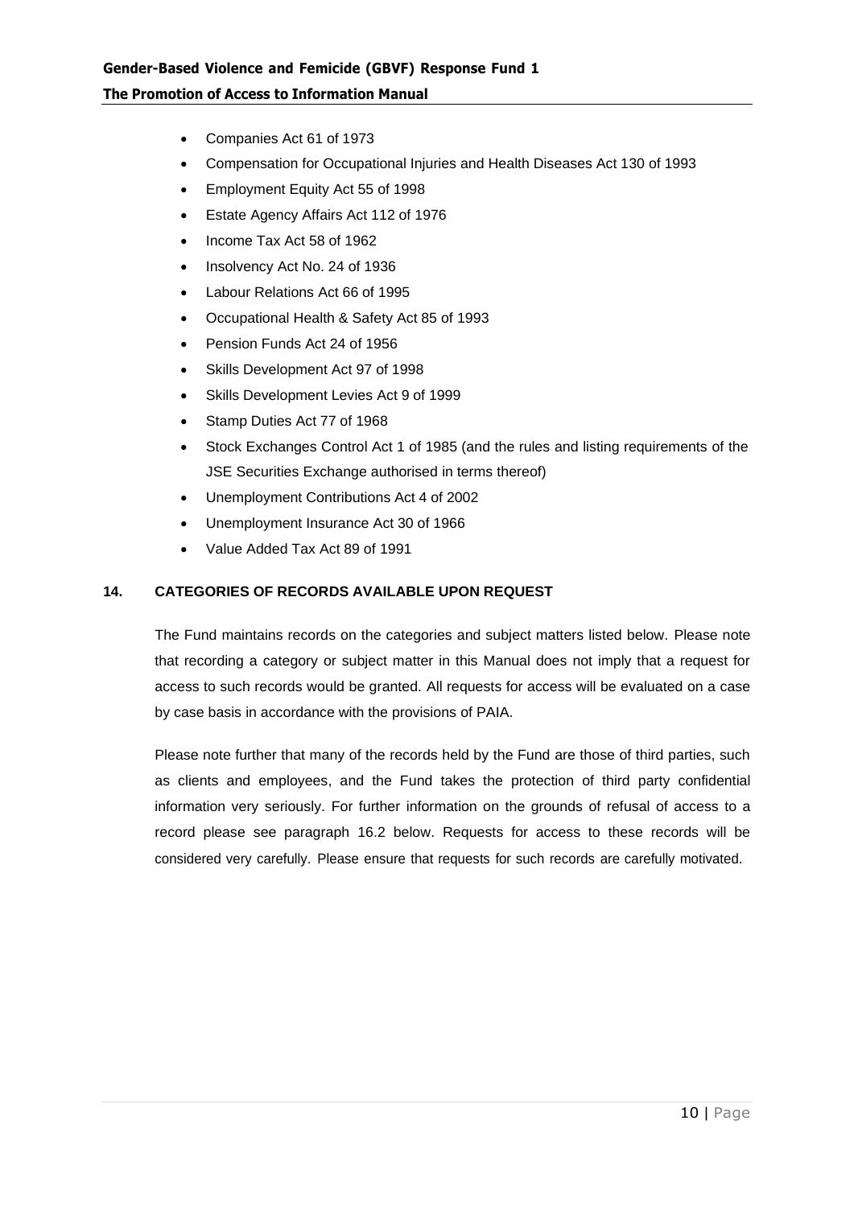- Companies Act 61 of 1973
- Compensation for Occupational Injuries and Health Diseases Act 130 of 1993
- Employment Equity Act 55 of 1998
- Estate Agency Affairs Act 112 of 1976
- Income Tax Act 58 of 1962
- Insolvency Act No. 24 of 1936
- Labour Relations Act 66 of 1995
- Occupational Health & Safety Act 85 of 1993
- Pension Funds Act 24 of 1956
- Skills Development Act 97 of 1998
- Skills Development Levies Act 9 of 1999
- Stamp Duties Act 77 of 1968
- Stock Exchanges Control Act 1 of 1985 (and the rules and listing requirements of the JSE Securities Exchange authorised in terms thereof)
- Unemployment Contributions Act 4 of 2002
- Unemployment Insurance Act 30 of 1966
- Value Added Tax Act 89 of 1991

## 14. CATEGORIES OF RECORDS AVAILABLE UPON REQUEST

The Fund maintains records on the categories and subject matters listed below. Please note that recording a category or subject matter in this Manual does not imply that a request for access to such records would be granted. All requests for access will be evaluated on a case by case basis in accordance with the provisions of PAIA.

Please note further that many of the records held by the Fund are those of third parties, such as clients and employees, and the Fund takes the protection of third party confidential information very seriously. For further information on the grounds of refusal of access to a record please see paragraph 16.2 below. Requests for access to these records will be considered very carefully. Please ensure that requests for such records are carefully motivated.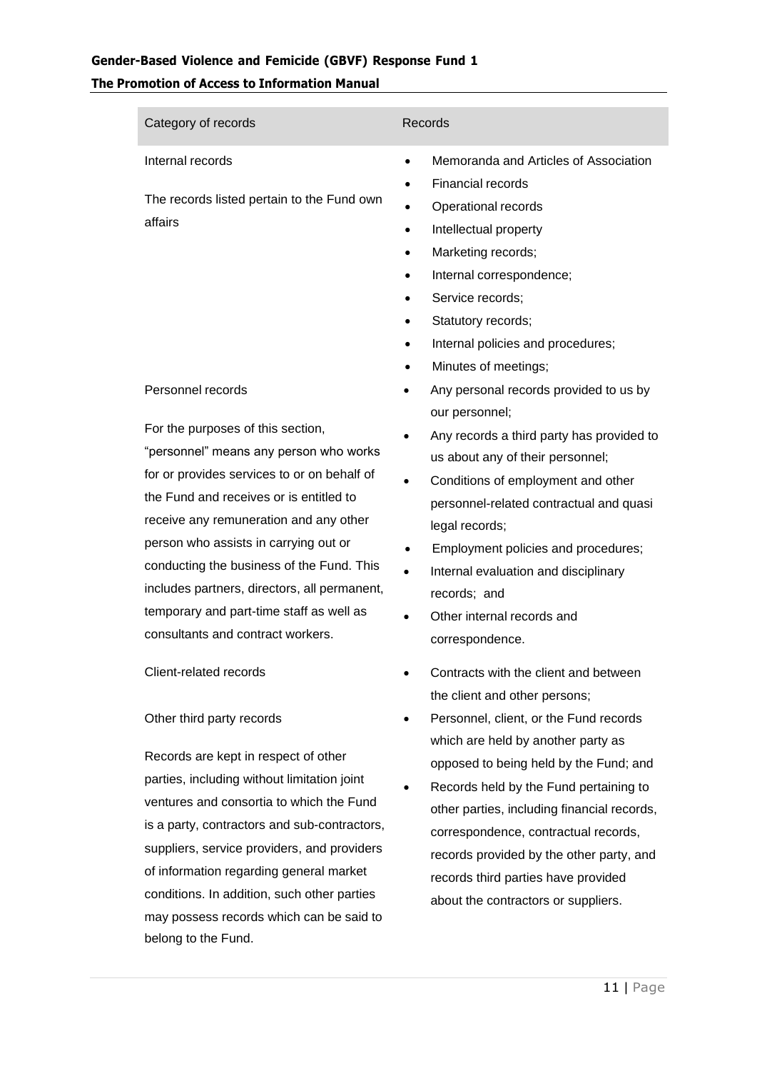| Category of records | Records |
|---|---|
| Internal records<br><br>The records listed pertain to the Fund own affairs | • Memoranda and Articles of Association<br>• Financial records<br>• Operational records<br>• Intellectual property<br>• Marketing records;<br>• Internal correspondence;<br>• Service records;<br>• Statutory records;<br>• Internal policies and procedures;<br>• Minutes of meetings; |
| Personnel records<br><br>For the purposes of this section, "personnel" means any person who works for or provides services to or on behalf of the Fund and receives or is entitled to receive any remuneration and any other person who assists in carrying out or conducting the business of the Fund. This includes partners, directors, all permanent, temporary and part-time staff as well as consultants and contract workers. | • Any personal records provided to us by our personnel;<br>• Any records a third party has provided to us about any of their personnel;<br>• Conditions of employment and other personnel-related contractual and quasi legal records;<br>• Employment policies and procedures;<br>• Internal evaluation and disciplinary records; and<br>• Other internal records and correspondence. |
| Client-related records | • Contracts with the client and between the client and other persons; |
| Other third party records<br><br>Records are kept in respect of other parties, including without limitation joint ventures and consortia to which the Fund is a party, contractors and sub-contractors, suppliers, service providers, and providers of information regarding general market conditions. In addition, such other parties may possess records which can be said to belong to the Fund. | • Personnel, client, or the Fund records which are held by another party as opposed to being held by the Fund; and<br>• Records held by the Fund pertaining to other parties, including financial records, correspondence, contractual records, records provided by the other party, and records third parties have provided about the contractors or suppliers. |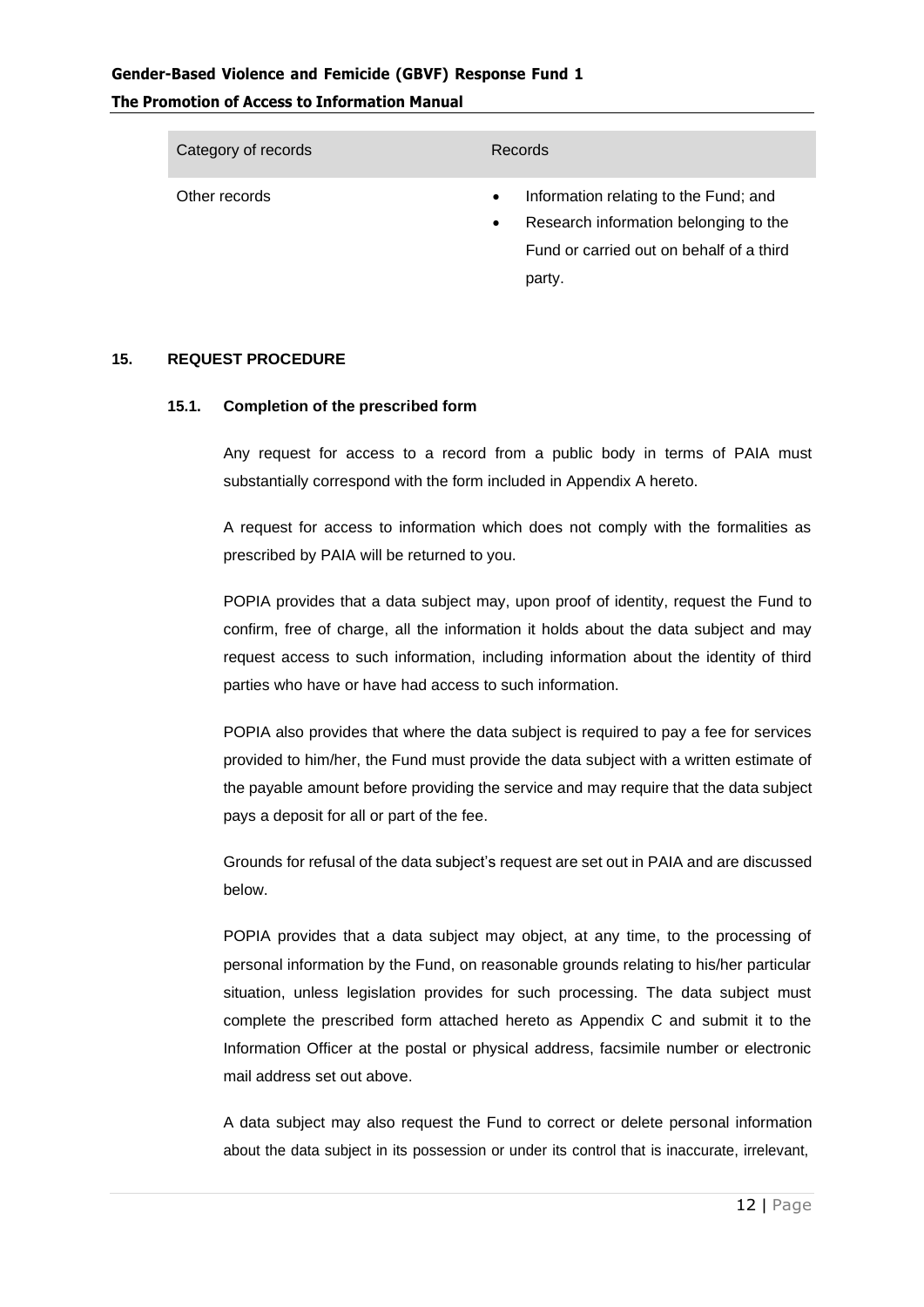| Category of records | Records |
| --- | --- |
| Other records | • Information relating to the Fund; and<br>• Research information belonging to the Fund or carried out on behalf of a third party. |

## 15. REQUEST PROCEDURE

### 15.1. Completion of the prescribed form

Any request for access to a record from a public body in terms of PAIA must substantially correspond with the form included in Appendix A hereto.

A request for access to information which does not comply with the formalities as prescribed by PAIA will be returned to you.

POPIA provides that a data subject may, upon proof of identity, request the Fund to confirm, free of charge, all the information it holds about the data subject and may request access to such information, including information about the identity of third parties who have or have had access to such information.

POPIA also provides that where the data subject is required to pay a fee for services provided to him/her, the Fund must provide the data subject with a written estimate of the payable amount before providing the service and may require that the data subject pays a deposit for all or part of the fee.

Grounds for refusal of the data subject's request are set out in PAIA and are discussed below.

POPIA provides that a data subject may object, at any time, to the processing of personal information by the Fund, on reasonable grounds relating to his/her particular situation, unless legislation provides for such processing. The data subject must complete the prescribed form attached hereto as Appendix C and submit it to the Information Officer at the postal or physical address, facsimile number or electronic mail address set out above.

A data subject may also request the Fund to correct or delete personal information about the data subject in its possession or under its control that is inaccurate, irrelevant,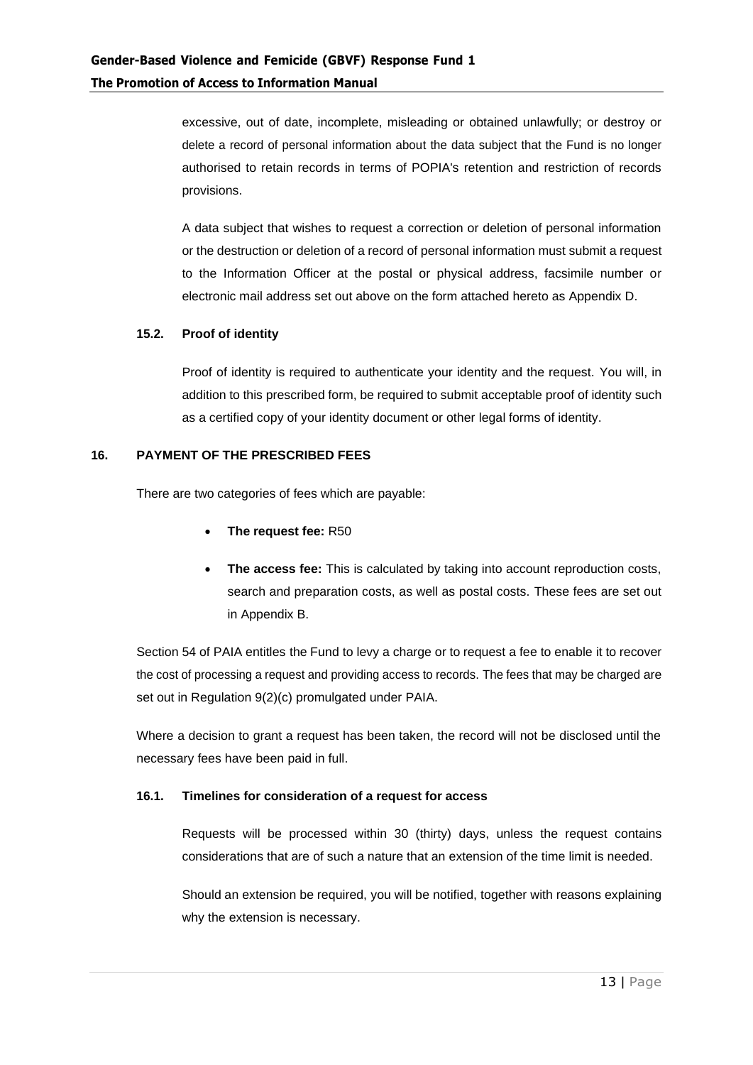excessive, out of date, incomplete, misleading or obtained unlawfully; or destroy or delete a record of personal information about the data subject that the Fund is no longer authorised to retain records in terms of POPIA's retention and restriction of records provisions.

A data subject that wishes to request a correction or deletion of personal information or the destruction or deletion of a record of personal information must submit a request to the Information Officer at the postal or physical address, facsimile number or electronic mail address set out above on the form attached hereto as Appendix D.

### 15.2. Proof of identity

Proof of identity is required to authenticate your identity and the request. You will, in addition to this prescribed form, be required to submit acceptable proof of identity such as a certified copy of your identity document or other legal forms of identity.

## 16. PAYMENT OF THE PRESCRIBED FEES

There are two categories of fees which are payable:

- **The request fee:** R50
- **The access fee:** This is calculated by taking into account reproduction costs, search and preparation costs, as well as postal costs. These fees are set out in Appendix B.

Section 54 of PAIA entitles the Fund to levy a charge or to request a fee to enable it to recover the cost of processing a request and providing access to records. The fees that may be charged are set out in Regulation 9(2)(c) promulgated under PAIA.

Where a decision to grant a request has been taken, the record will not be disclosed until the necessary fees have been paid in full.

### 16.1. Timelines for consideration of a request for access

Requests will be processed within 30 (thirty) days, unless the request contains considerations that are of such a nature that an extension of the time limit is needed.

Should an extension be required, you will be notified, together with reasons explaining why the extension is necessary.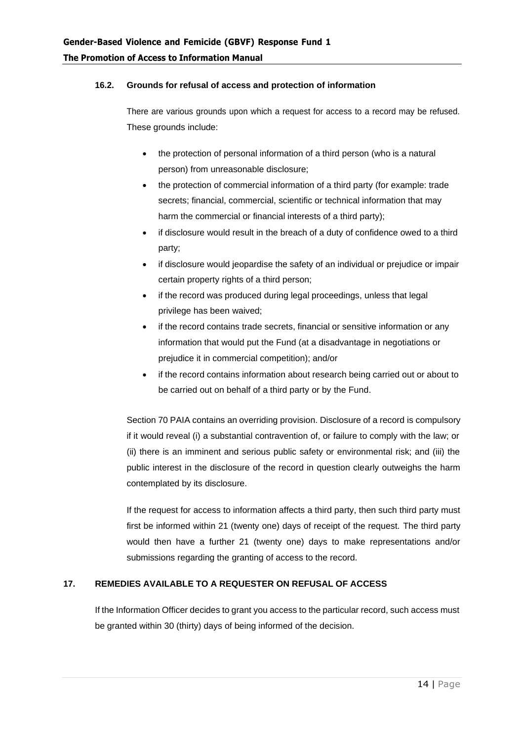### 16.2. Grounds for refusal of access and protection of information

There are various grounds upon which a request for access to a record may be refused. These grounds include:

- the protection of personal information of a third person (who is a natural person) from unreasonable disclosure;
- the protection of commercial information of a third party (for example: trade secrets; financial, commercial, scientific or technical information that may harm the commercial or financial interests of a third party);
- if disclosure would result in the breach of a duty of confidence owed to a third party;
- if disclosure would jeopardise the safety of an individual or prejudice or impair certain property rights of a third person;
- if the record was produced during legal proceedings, unless that legal privilege has been waived;
- if the record contains trade secrets, financial or sensitive information or any information that would put the Fund (at a disadvantage in negotiations or prejudice it in commercial competition); and/or
- if the record contains information about research being carried out or about to be carried out on behalf of a third party or by the Fund.

Section 70 PAIA contains an overriding provision. Disclosure of a record is compulsory if it would reveal (i) a substantial contravention of, or failure to comply with the law; or (ii) there is an imminent and serious public safety or environmental risk; and (iii) the public interest in the disclosure of the record in question clearly outweighs the harm contemplated by its disclosure.

If the request for access to information affects a third party, then such third party must first be informed within 21 (twenty one) days of receipt of the request. The third party would then have a further 21 (twenty one) days to make representations and/or submissions regarding the granting of access to the record.

## 17. REMEDIES AVAILABLE TO A REQUESTER ON REFUSAL OF ACCESS

If the Information Officer decides to grant you access to the particular record, such access must be granted within 30 (thirty) days of being informed of the decision.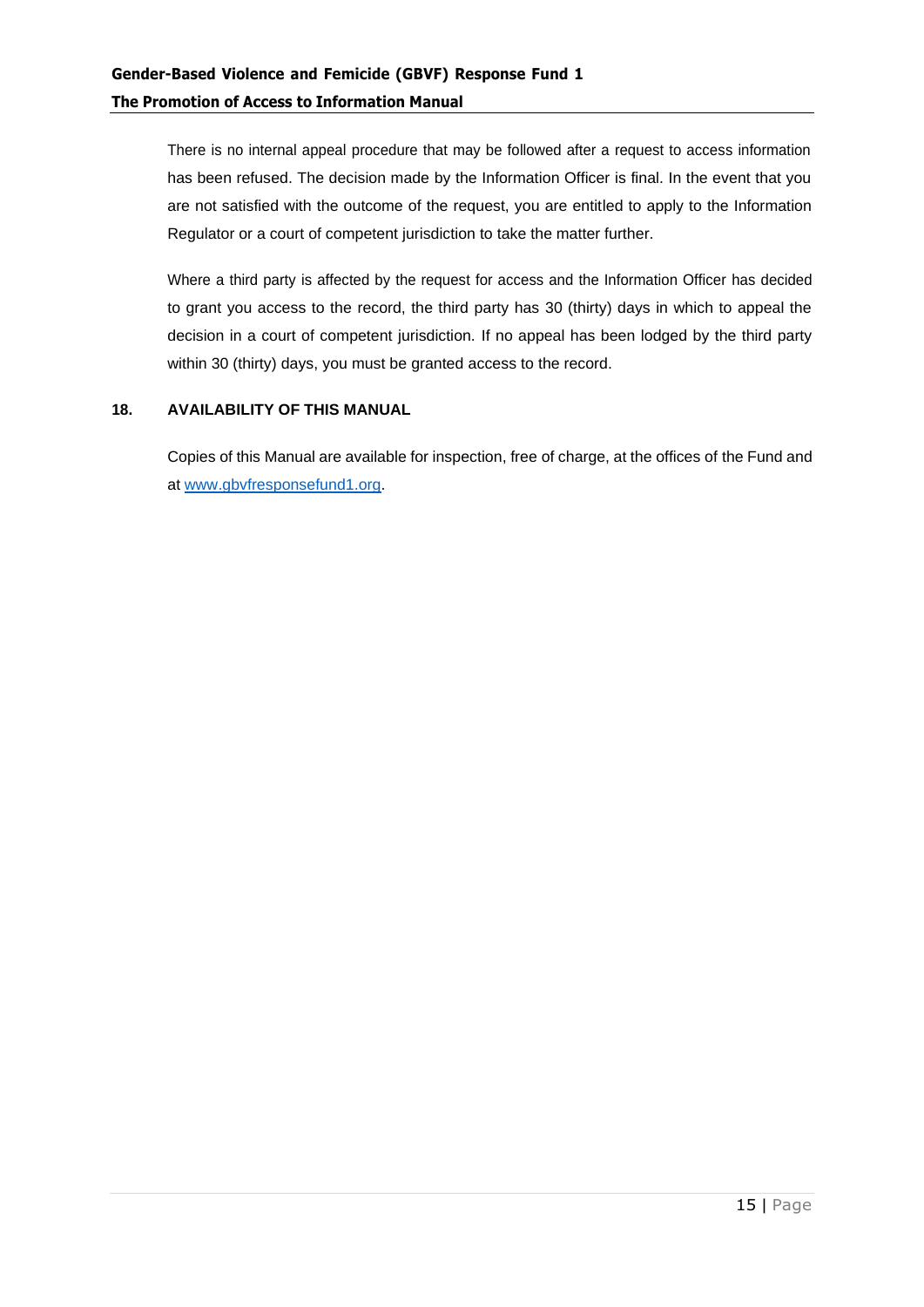There is no internal appeal procedure that may be followed after a request to access information has been refused. The decision made by the Information Officer is final. In the event that you are not satisfied with the outcome of the request, you are entitled to apply to the Information Regulator or a court of competent jurisdiction to take the matter further.

Where a third party is affected by the request for access and the Information Officer has decided to grant you access to the record, the third party has 30 (thirty) days in which to appeal the decision in a court of competent jurisdiction. If no appeal has been lodged by the third party within 30 (thirty) days, you must be granted access to the record.

## 18. AVAILABILITY OF THIS MANUAL

Copies of this Manual are available for inspection, free of charge, at the offices of the Fund and at [www.gbvfresponsefund1.org](http://www.gbvfresponsefund1.org).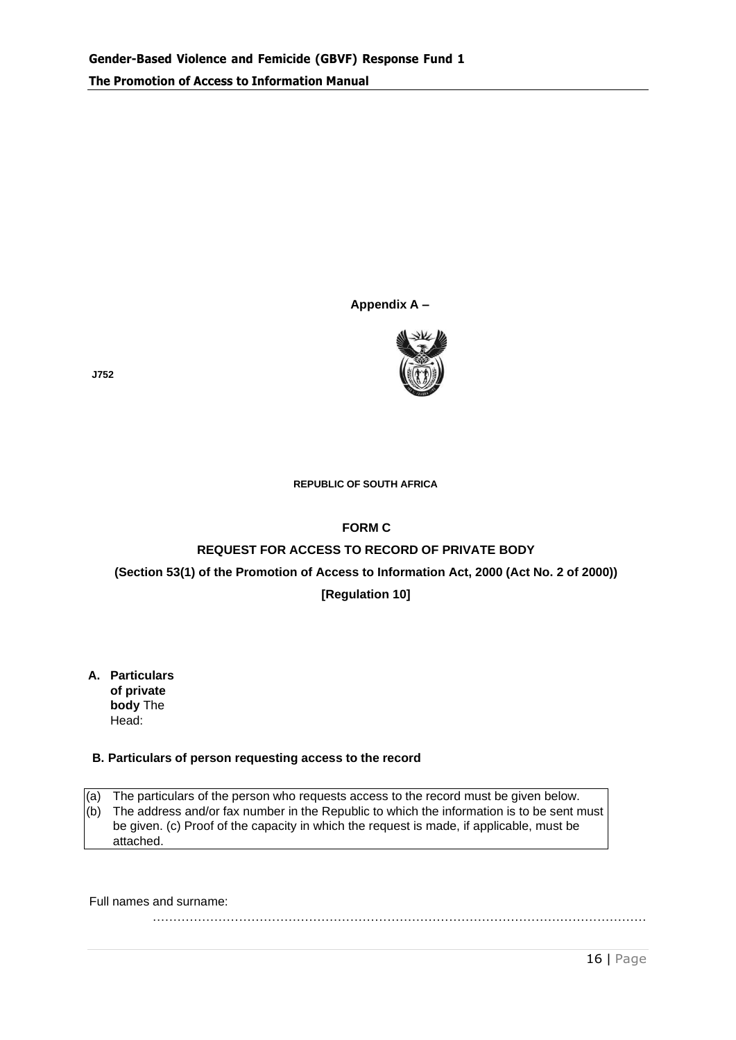**Appendix A –**

J752

REPUBLIC OF SOUTH AFRICA

## FORM C

## REQUEST FOR ACCESS TO RECORD OF PRIVATE BODY

**(Section 53(1) of the Promotion of Access to Information Act, 2000 (Act No. 2 of 2000))**

**[Regulation 10]**

**A. Particulars of private body** The Head:

**B. Particulars of person requesting access to the record**

(a) The particulars of the person who requests access to the record must be given below.
(b) The address and/or fax number in the Republic to which the information is to be sent must be given. (c) Proof of the capacity in which the request is made, if applicable, must be attached.

Full names and surname: ……………………………………………………………………………………………………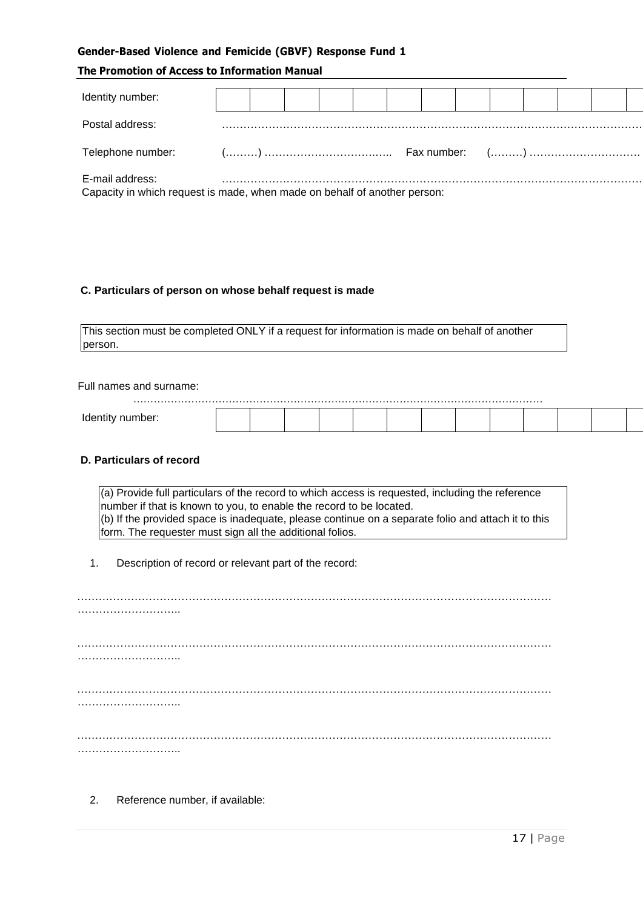Identity number: | | | | | | | | | | | | | |

Postal address: ……………………………………………………………………………………………………

Telephone number: (………) ……………………………….. Fax number: (………) …………………………

E-mail address: ……………………………………………………………………………………………………

Capacity in which request is made, when made on behalf of another person:

**C. Particulars of person on whose behalf request is made**

| This section must be completed ONLY if a request for information is made on behalf of another person. |
|---|

Full names and surname:

……………………………………………………………………………………………………

Identity number: | | | | | | | | | | | | | |

**D. Particulars of record**

| (a) Provide full particulars of the record to which access is requested, including the reference number if that is known to you, to enable the record to be located.<br>(b) If the provided space is inadequate, please continue on a separate folio and attach it to this form. The requester must sign all the additional folios. |
|---|

1. Description of record or relevant part of the record:

……………………………………………………………………………………………………………………………..

……………………………………………………………………………………………………………………………..

……………………………………………………………………………………………………………………………..

……………………………………………………………………………………………………………………………..

2. Reference number, if available: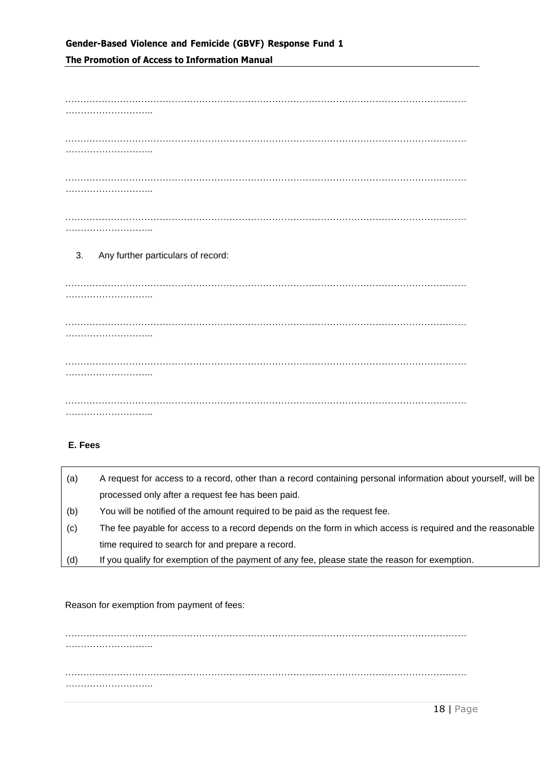…………………………………………………………………………………………………………………………………

…………………………………………………………………………………………………………………………………

…………………………………………………………………………………………………………………………………

…………………………………………………………………………………………………………………………………

3. Any further particulars of record:

…………………………………………………………………………………………………………………………………

…………………………………………………………………………………………………………………………………

…………………………………………………………………………………………………………………………………

…………………………………………………………………………………………………………………………………

**E. Fees**

| | |
|---|---|
| (a) | A request for access to a record, other than a record containing personal information about yourself, will be processed only after a request fee has been paid. |
| (b) | You will be notified of the amount required to be paid as the request fee. |
| (c) | The fee payable for access to a record depends on the form in which access is required and the reasonable time required to search for and prepare a record. |
| (d) | If you qualify for exemption of the payment of any fee, please state the reason for exemption. |

Reason for exemption from payment of fees:

…………………………………………………………………………………………………………………………………

…………………………………………………………………………………………………………………………………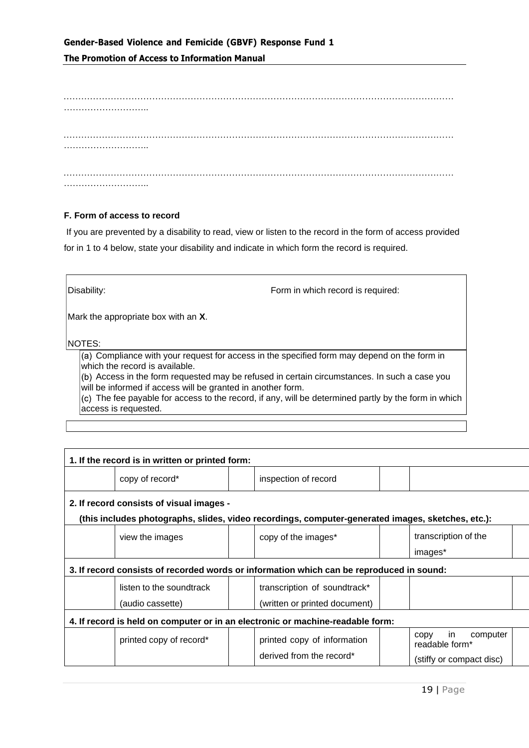…………………………………………………………………………………………………………………………………………

…………………………………………………………………………………………………………………………………………

…………………………………………………………………………………………………………………………………………

**F. Form of access to record**

If you are prevented by a disability to read, view or listen to the record in the form of access provided for in 1 to 4 below, state your disability and indicate in which form the record is required.

| Disability: | Form in which record is required: |
|---|---|

Mark the appropriate box with an **X**.

NOTES:

(a) Compliance with your request for access in the specified form may depend on the form in which the record is available.
(b) Access in the form requested may be refused in certain circumstances. In such a case you will be informed if access will be granted in another form.
(c) The fee payable for access to the record, if any, will be determined partly by the form in which access is requested.

| | | | | | | |
|---|---|---|---|---|---|---|
| **1. If the record is in written or printed form:** | | | | | | |
| | copy of record* | | inspection of record | | | |
| **2. If record consists of visual images - (this includes photographs, slides, video recordings, computer-generated images, sketches, etc.):** | | | | | | |
| | view the images | | copy of the images* | | transcription of the images* | |
| **3. If record consists of recorded words or information which can be reproduced in sound:** | | | | | | |
| | listen to the soundtrack (audio cassette) | | transcription of soundtrack* (written or printed document) | | | |
| **4. If record is held on computer or in an electronic or machine-readable form:** | | | | | | |
| | printed copy of record* | | printed copy of information derived from the record* | | copy in computer readable form* (stiffy or compact disc) | |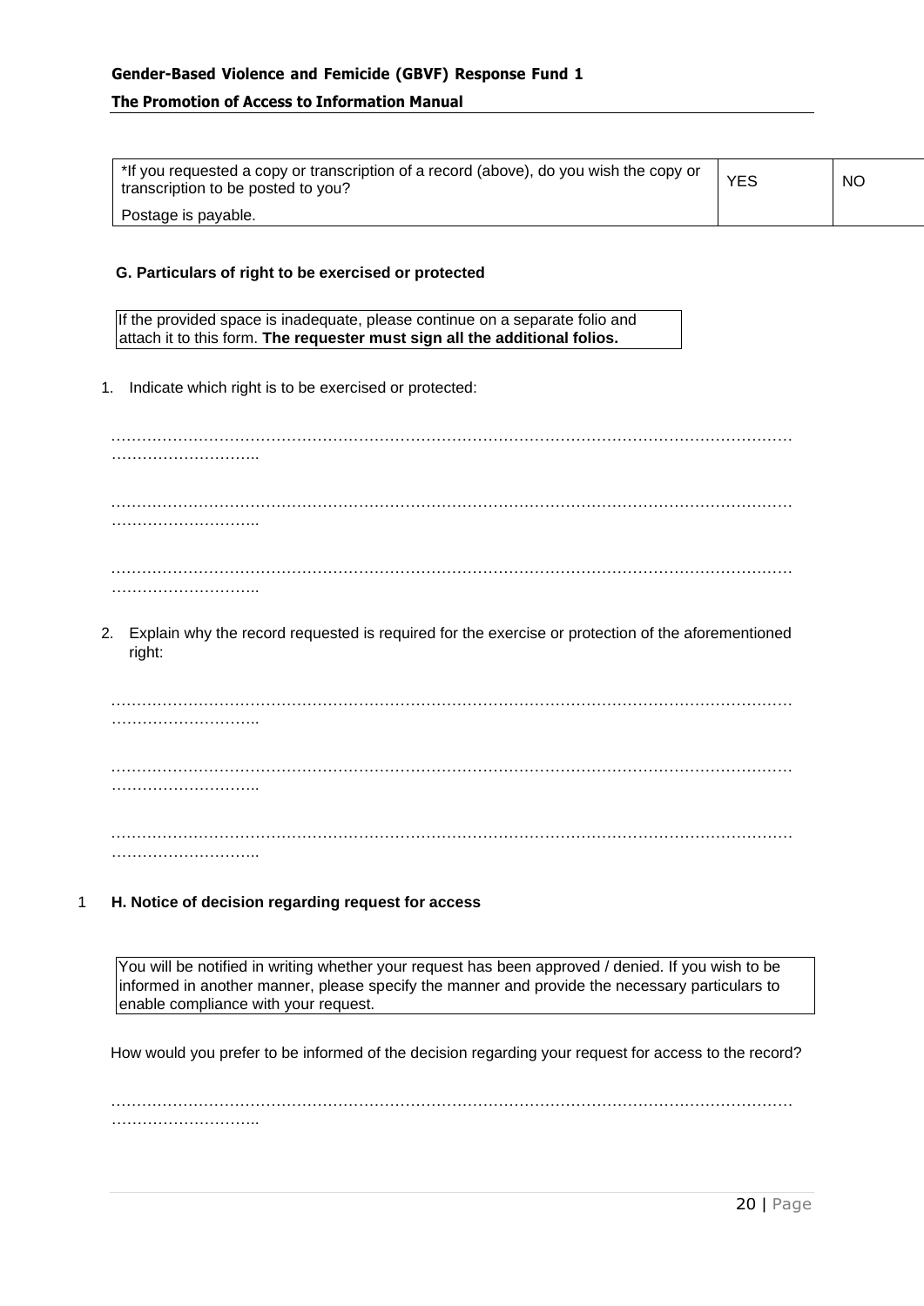| *If you requested a copy or transcription of a record (above), do you wish the copy or transcription to be posted to you? | YES | NO |
| --- | --- | --- |
| Postage is payable. | | |

**G. Particulars of right to be exercised or protected**

| If the provided space is inadequate, please continue on a separate folio and attach it to this form. **The requester must sign all the additional folios.** |
| --- |

1. Indicate which right is to be exercised or protected:

……………………………………………………………………………………………………………………………………………

……………………………………………………………………………………………………………………………………………

……………………………………………………………………………………………………………………………………………

2. Explain why the record requested is required for the exercise or protection of the aforementioned right:

……………………………………………………………………………………………………………………………………………

……………………………………………………………………………………………………………………………………………

……………………………………………………………………………………………………………………………………………

1 **H. Notice of decision regarding request for access**

| You will be notified in writing whether your request has been approved / denied. If you wish to be informed in another manner, please specify the manner and provide the necessary particulars to enable compliance with your request. |
| --- |

How would you prefer to be informed of the decision regarding your request for access to the record?

……………………………………………………………………………………………………………………………………………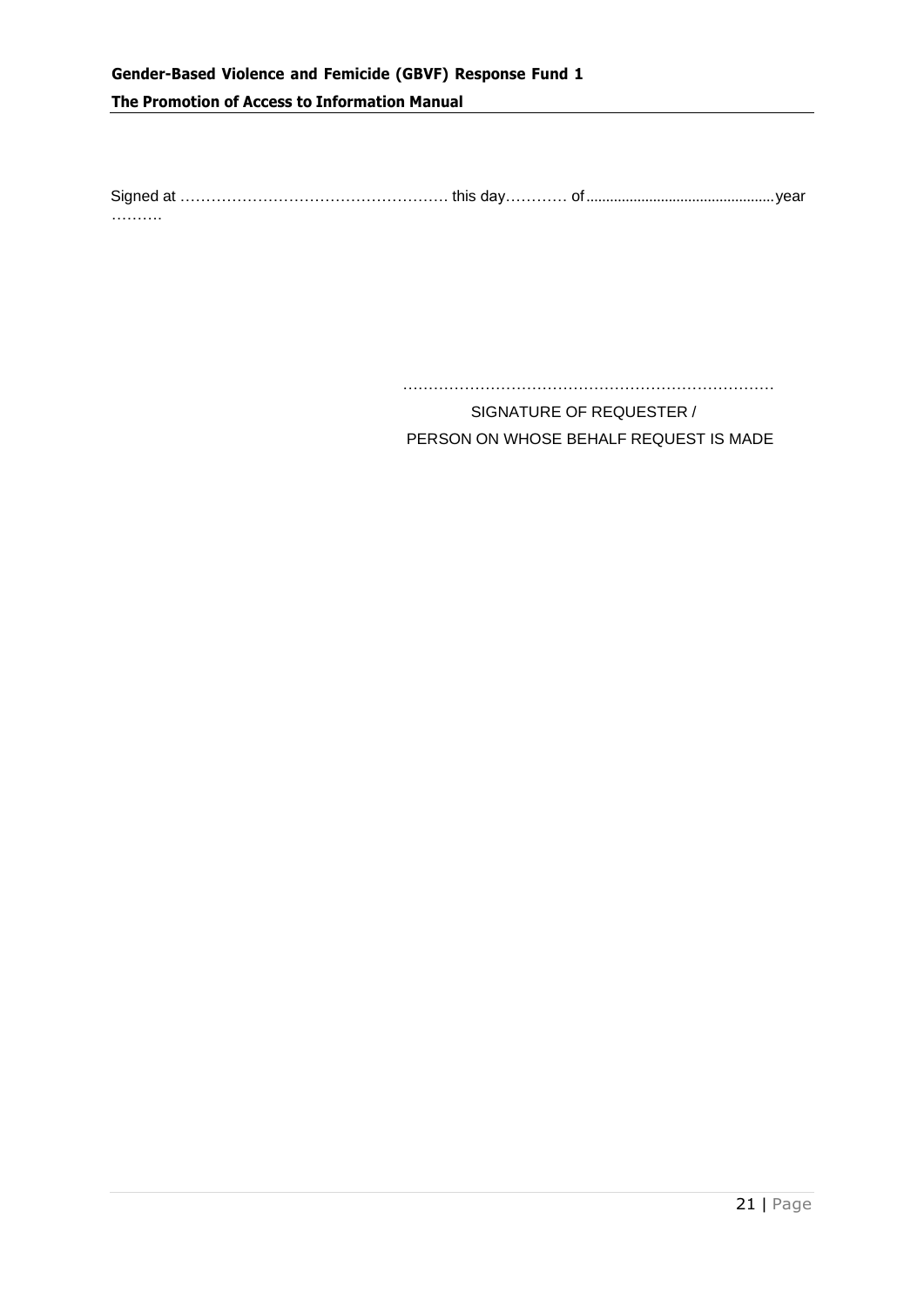Signed at …………………………………………… this day………… of................................................year ……….

………………………………………………………………

SIGNATURE OF REQUESTER /

PERSON ON WHOSE BEHALF REQUEST IS MADE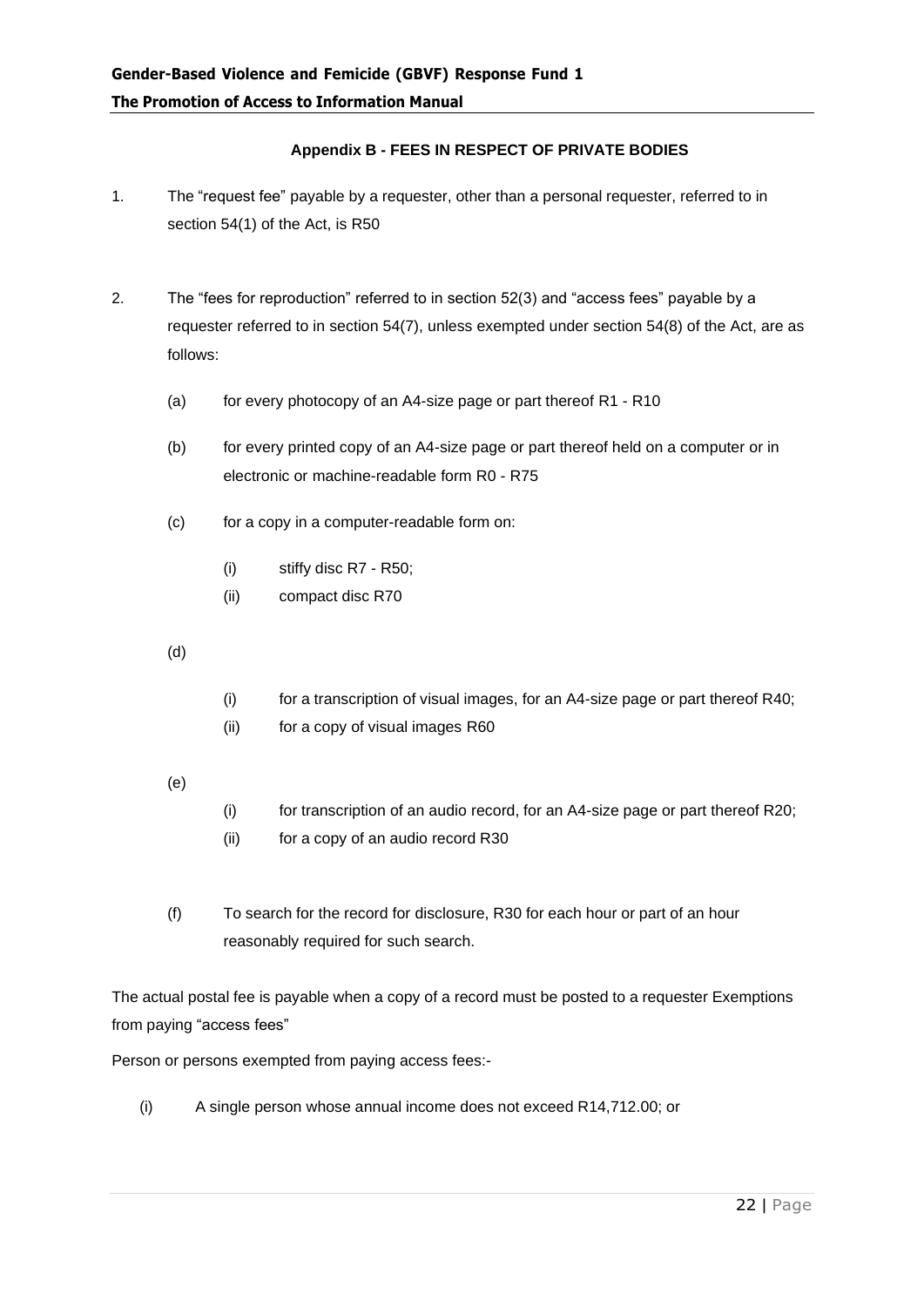### Appendix B - FEES IN RESPECT OF PRIVATE BODIES

1. The "request fee" payable by a requester, other than a personal requester, referred to in section 54(1) of the Act, is R50

2. The "fees for reproduction" referred to in section 52(3) and "access fees" payable by a requester referred to in section 54(7), unless exempted under section 54(8) of the Act, are as follows:

   (a) for every photocopy of an A4-size page or part thereof R1 - R10

   (b) for every printed copy of an A4-size page or part thereof held on a computer or in electronic or machine-readable form R0 - R75

   (c) for a copy in a computer-readable form on:

      (i) stiffy disc R7 - R50;

      (ii) compact disc R70

   (d)

      (i) for a transcription of visual images, for an A4-size page or part thereof R40;

      (ii) for a copy of visual images R60

   (e)

      (i) for transcription of an audio record, for an A4-size page or part thereof R20;

      (ii) for a copy of an audio record R30

   (f) To search for the record for disclosure, R30 for each hour or part of an hour reasonably required for such search.

The actual postal fee is payable when a copy of a record must be posted to a requester Exemptions from paying "access fees"

Person or persons exempted from paying access fees:-

(i) A single person whose annual income does not exceed R14,712.00; or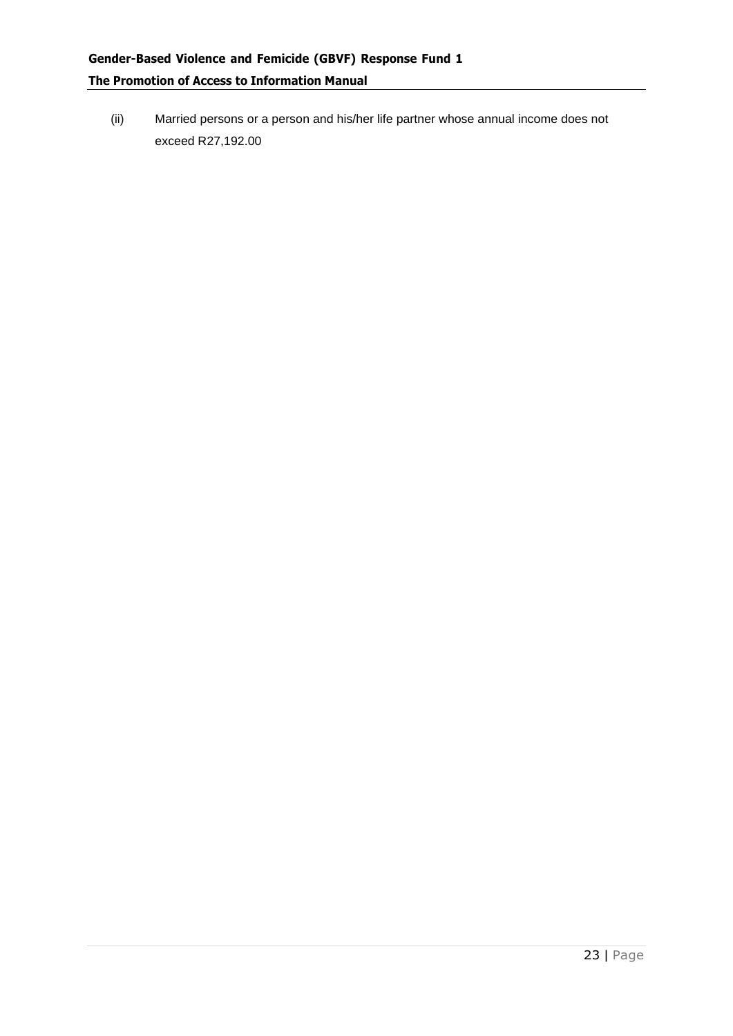(ii) Married persons or a person and his/her life partner whose annual income does not exceed R27,192.00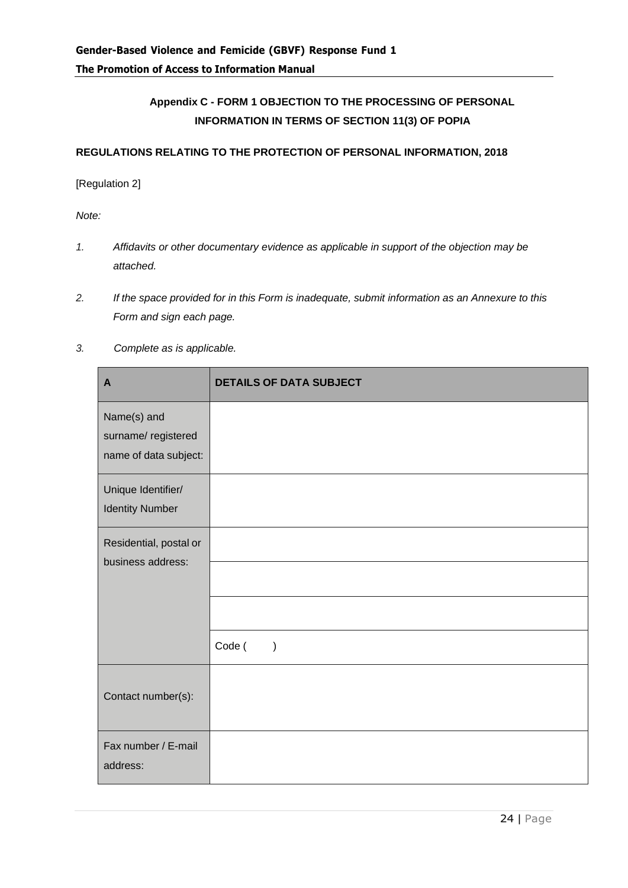## Appendix C - FORM 1 OBJECTION TO THE PROCESSING OF PERSONAL INFORMATION IN TERMS OF SECTION 11(3) OF POPIA

**REGULATIONS RELATING TO THE PROTECTION OF PERSONAL INFORMATION, 2018**

[Regulation 2]

*Note:*

1. *Affidavits or other documentary evidence as applicable in support of the objection may be attached.*
2. *If the space provided for in this Form is inadequate, submit information as an Annexure to this Form and sign each page.*
3. *Complete as is applicable.*

| A | DETAILS OF DATA SUBJECT |
|---|---|
| Name(s) and surname/ registered name of data subject: | |
| Unique Identifier/ Identity Number | |
| Residential, postal or business address: | |
| | |
| | |
| | Code ( ) |
| Contact number(s): | |
| Fax number / E-mail address: | |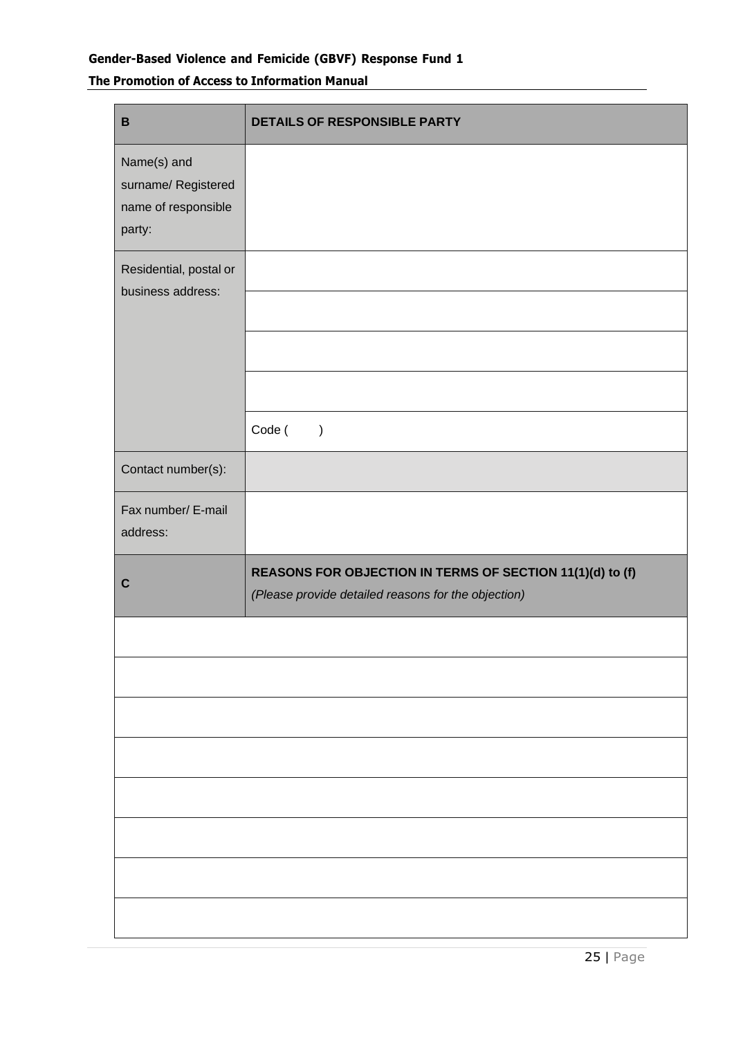| B | DETAILS OF RESPONSIBLE PARTY |
|---|---|
| Name(s) and surname/ Registered name of responsible party: | |
| Residential, postal or business address: | |
| | |
| | |
| | |
| | Code ( ) |
| Contact number(s): | |
| Fax number/ E-mail address: | |

| C | REASONS FOR OBJECTION IN TERMS OF SECTION 11(1)(d) to (f)<br>*(Please provide detailed reasons for the objection)* |
|---|---|
| | |
| | |
| | |
| | |
| | |
| | |
| | |
| | |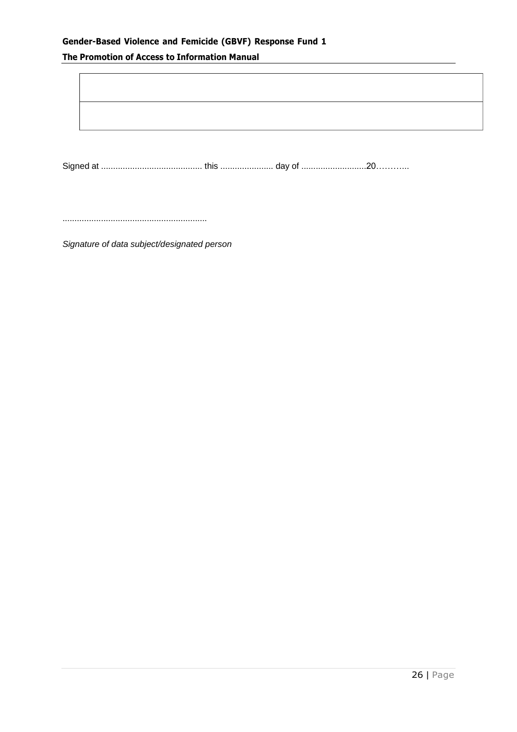| |
|---|
| |

Signed at .......................................... this ...................... day of ...........................20………..

............................................................

*Signature of data subject/designated person*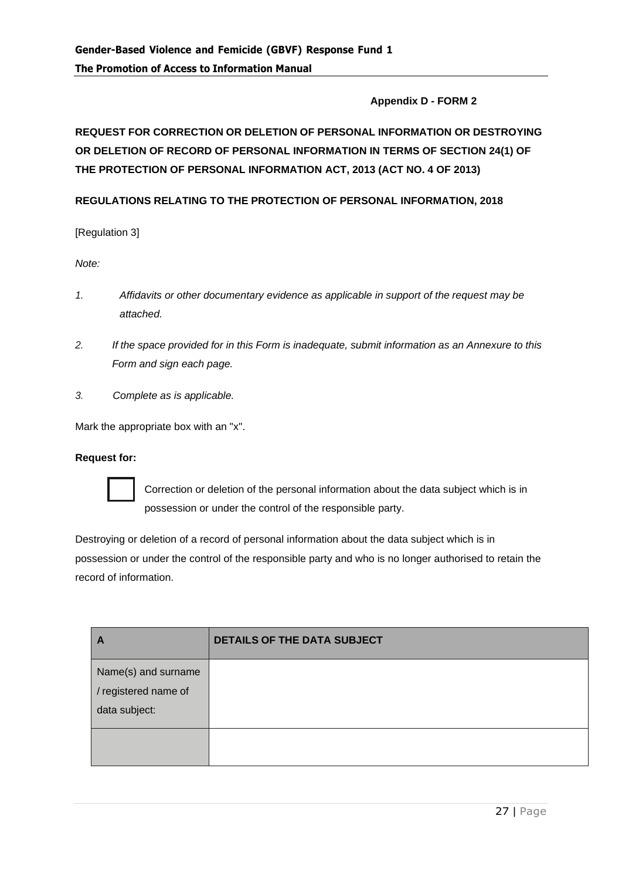**Appendix D - FORM 2**

**REQUEST FOR CORRECTION OR DELETION OF PERSONAL INFORMATION OR DESTROYING OR DELETION OF RECORD OF PERSONAL INFORMATION IN TERMS OF SECTION 24(1) OF THE PROTECTION OF PERSONAL INFORMATION ACT, 2013 (ACT NO. 4 OF 2013)**

**REGULATIONS RELATING TO THE PROTECTION OF PERSONAL INFORMATION, 2018**

[Regulation 3]

*Note:*

1. *Affidavits or other documentary evidence as applicable in support of the request may be attached.*
2. *If the space provided for in this Form is inadequate, submit information as an Annexure to this Form and sign each page.*
3. *Complete as is applicable.*

Mark the appropriate box with an "x".

**Request for:**

☐ Correction or deletion of the personal information about the data subject which is in possession or under the control of the responsible party.

Destroying or deletion of a record of personal information about the data subject which is in possession or under the control of the responsible party and who is no longer authorised to retain the record of information.

| A | DETAILS OF THE DATA SUBJECT |
|---|---|
| Name(s) and surname / registered name of data subject: | |
| | |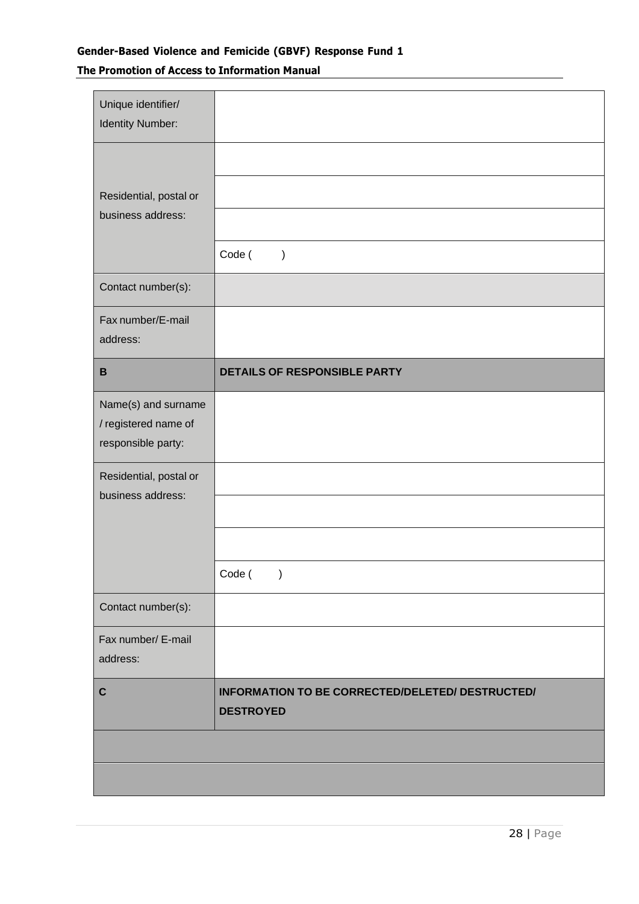| | |
|---|---|
| Unique identifier/ Identity Number: | |
| Residential, postal or business address: | |
| | |
| | |
| | Code (  ) |
| Contact number(s): | |
| Fax number/E-mail address: | |
| **B** | **DETAILS OF RESPONSIBLE PARTY** |
| Name(s) and surname / registered name of responsible party: | |
| Residential, postal or business address: | |
| | |
| | |
| | Code (  ) |
| Contact number(s): | |
| Fax number/ E-mail address: | |
| **C** | **INFORMATION TO BE CORRECTED/DELETED/ DESTRUCTED/ DESTROYED** |
| | |
| | |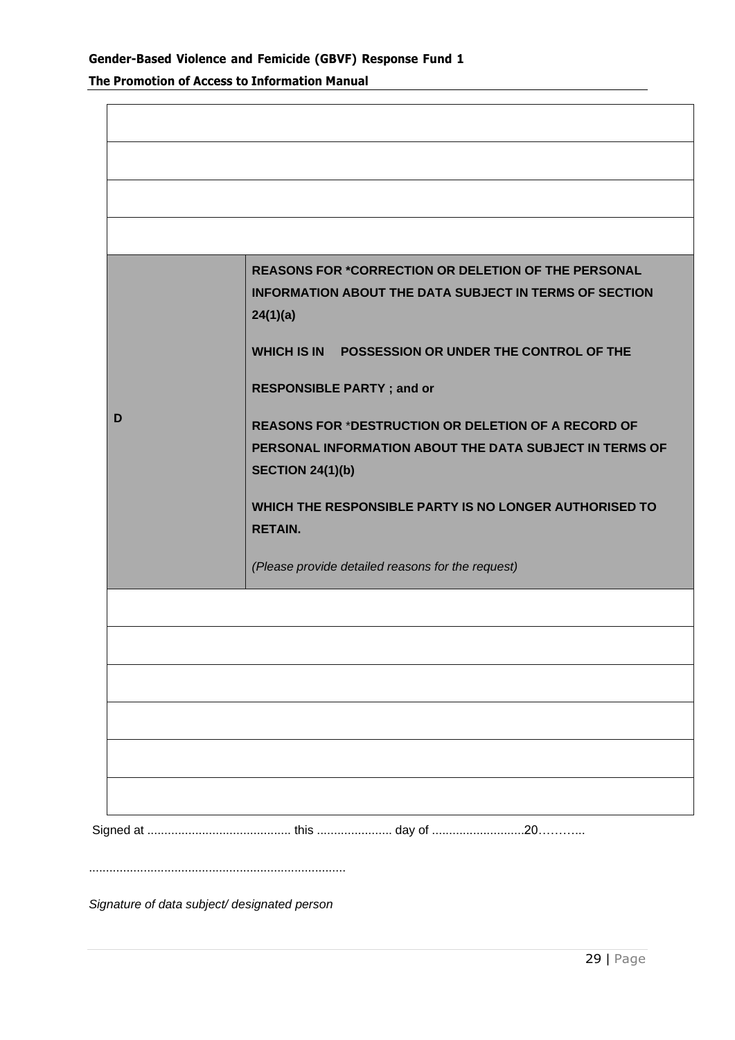| | |
|---|---|
| | |
| | |
| | |
| | |
| **D** | **REASONS FOR \*CORRECTION OR DELETION OF THE PERSONAL INFORMATION ABOUT THE DATA SUBJECT IN TERMS OF SECTION 24(1)(a)**<br><br>**WHICH IS IN POSSESSION OR UNDER THE CONTROL OF THE**<br><br>**RESPONSIBLE PARTY ; and or**<br><br>**REASONS FOR \*DESTRUCTION OR DELETION OF A RECORD OF PERSONAL INFORMATION ABOUT THE DATA SUBJECT IN TERMS OF SECTION 24(1)(b)**<br><br>**WHICH THE RESPONSIBLE PARTY IS NO LONGER AUTHORISED TO RETAIN.**<br><br>*(Please provide detailed reasons for the request)* |
| | |
| | |
| | |
| | |
| | |
| | |

Signed at .......................................... this ...................... day of ...........................20………...

...........................................................................

*Signature of data subject/ designated person*